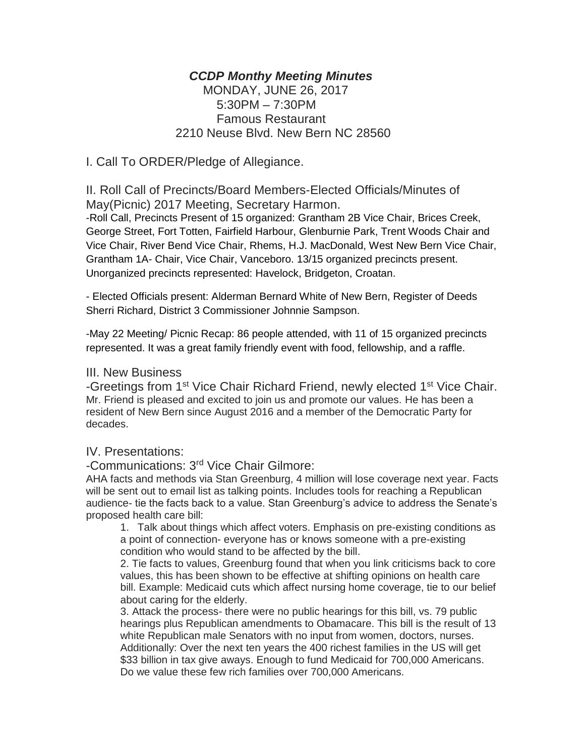# *CCDP Monthy Meeting Minutes*

MONDAY, JUNE 26, 2017
5:30PM – 7:30PM
Famous Restaurant
2210 Neuse Blvd. New Bern NC 28560

## I. Call To ORDER/Pledge of Allegiance.

## II. Roll Call of Precincts/Board Members-Elected Officials/Minutes of May(Picnic) 2017 Meeting, Secretary Harmon.

-Roll Call, Precincts Present of 15 organized: Grantham 2B Vice Chair, Brices Creek, George Street, Fort Totten, Fairfield Harbour, Glenburnie Park, Trent Woods Chair and Vice Chair, River Bend Vice Chair, Rhems, H.J. MacDonald, West New Bern Vice Chair, Grantham 1A- Chair, Vice Chair, Vanceboro. 13/15 organized precincts present. Unorganized precincts represented: Havelock, Bridgeton, Croatan.

- Elected Officials present: Alderman Bernard White of New Bern, Register of Deeds Sherri Richard, District 3 Commissioner Johnnie Sampson.

-May 22 Meeting/ Picnic Recap: 86 people attended, with 11 of 15 organized precincts represented. It was a great family friendly event with food, fellowship, and a raffle.

## III. New Business

-Greetings from 1st Vice Chair Richard Friend, newly elected 1st Vice Chair. Mr. Friend is pleased and excited to join us and promote our values. He has been a resident of New Bern since August 2016 and a member of the Democratic Party for decades.

## IV. Presentations:

-Communications: 3rd Vice Chair Gilmore:

AHA facts and methods via Stan Greenburg, 4 million will lose coverage next year. Facts will be sent out to email list as talking points. Includes tools for reaching a Republican audience- tie the facts back to a value. Stan Greenburg's advice to address the Senate's proposed health care bill:

1. Talk about things which affect voters. Emphasis on pre-existing conditions as a point of connection- everyone has or knows someone with a pre-existing condition who would stand to be affected by the bill.
2. Tie facts to values, Greenburg found that when you link criticisms back to core values, this has been shown to be effective at shifting opinions on health care bill. Example: Medicaid cuts which affect nursing home coverage, tie to our belief about caring for the elderly.
3. Attack the process- there were no public hearings for this bill, vs. 79 public hearings plus Republican amendments to Obamacare. This bill is the result of 13 white Republican male Senators with no input from women, doctors, nurses. Additionally: Over the next ten years the 400 richest families in the US will get $33 billion in tax give aways. Enough to fund Medicaid for 700,000 Americans. Do we value these few rich families over 700,000 Americans.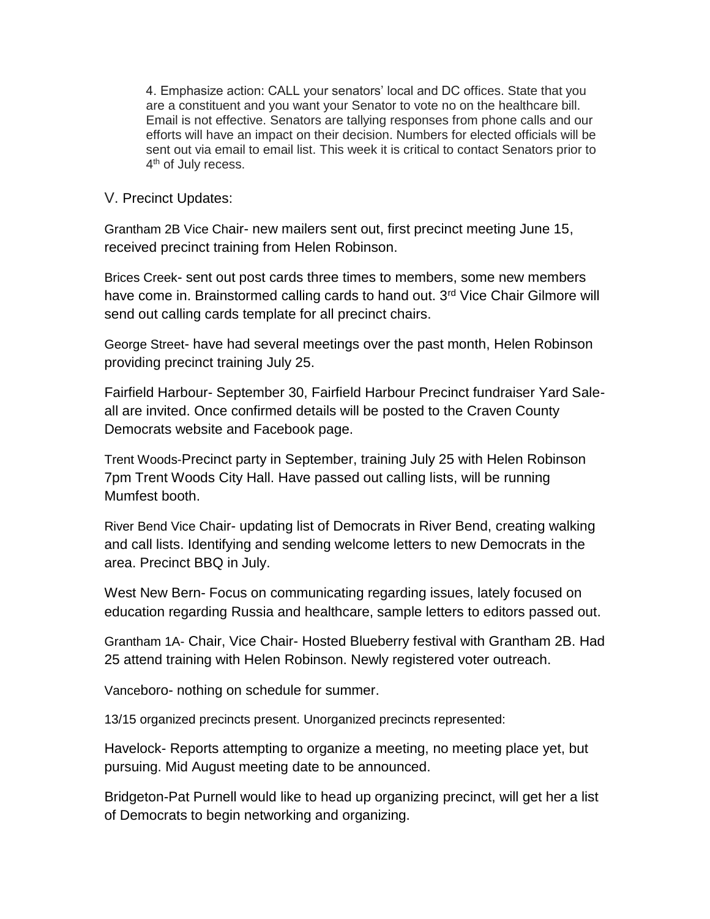4. Emphasize action: CALL your senators' local and DC offices. State that you are a constituent and you want your Senator to vote no on the healthcare bill. Email is not effective. Senators are tallying responses from phone calls and our efforts will have an impact on their decision. Numbers for elected officials will be sent out via email to email list. This week it is critical to contact Senators prior to 4th of July recess.

V. Precinct Updates:

Grantham 2B Vice Chair- new mailers sent out, first precinct meeting June 15, received precinct training from Helen Robinson.

Brices Creek- sent out post cards three times to members, some new members have come in. Brainstormed calling cards to hand out. 3rd Vice Chair Gilmore will send out calling cards template for all precinct chairs.

George Street- have had several meetings over the past month, Helen Robinson providing precinct training July 25.

Fairfield Harbour- September 30, Fairfield Harbour Precinct fundraiser Yard Sale- all are invited. Once confirmed details will be posted to the Craven County Democrats website and Facebook page.

Trent Woods-Precinct party in September, training July 25 with Helen Robinson 7pm Trent Woods City Hall. Have passed out calling lists, will be running Mumfest booth.

River Bend Vice Chair- updating list of Democrats in River Bend, creating walking and call lists. Identifying and sending welcome letters to new Democrats in the area. Precinct BBQ in July.

West New Bern- Focus on communicating regarding issues, lately focused on education regarding Russia and healthcare, sample letters to editors passed out.

Grantham 1A- Chair, Vice Chair- Hosted Blueberry festival with Grantham 2B. Had 25 attend training with Helen Robinson. Newly registered voter outreach.

Vanceboro- nothing on schedule for summer.

13/15 organized precincts present. Unorganized precincts represented:

Havelock- Reports attempting to organize a meeting, no meeting place yet, but pursuing. Mid August meeting date to be announced.

Bridgeton-Pat Purnell would like to head up organizing precinct, will get her a list of Democrats to begin networking and organizing.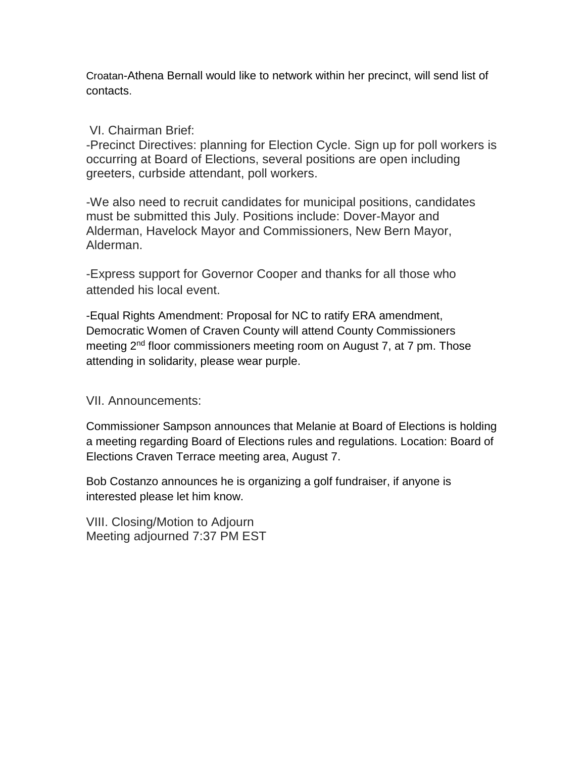Croatan-Athena Bernall would like to network within her precinct, will send list of contacts.

VI. Chairman Brief:

-Precinct Directives: planning for Election Cycle. Sign up for poll workers is occurring at Board of Elections, several positions are open including greeters, curbside attendant, poll workers.

-We also need to recruit candidates for municipal positions, candidates must be submitted this July. Positions include: Dover-Mayor and Alderman, Havelock Mayor and Commissioners, New Bern Mayor, Alderman.

-Express support for Governor Cooper and thanks for all those who attended his local event.

-Equal Rights Amendment: Proposal for NC to ratify ERA amendment, Democratic Women of Craven County will attend County Commissioners meeting 2nd floor commissioners meeting room on August 7, at 7 pm. Those attending in solidarity, please wear purple.

VII. Announcements:

Commissioner Sampson announces that Melanie at Board of Elections is holding a meeting regarding Board of Elections rules and regulations. Location: Board of Elections Craven Terrace meeting area, August 7.

Bob Costanzo announces he is organizing a golf fundraiser, if anyone is interested please let him know.

VIII. Closing/Motion to Adjourn

Meeting adjourned 7:37 PM EST